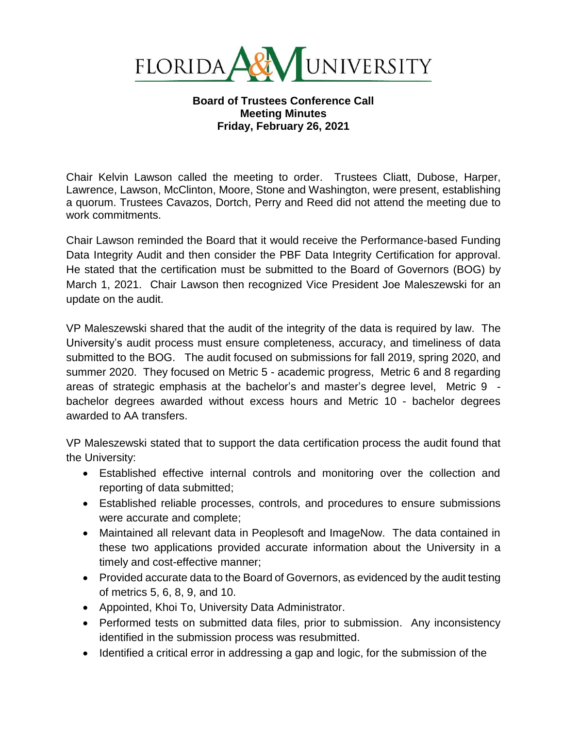FLORIDA A&M UNIVERSITY

**Board of Trustees Conference Call**
**Meeting Minutes**
**Friday, February 26, 2021**

Chair Kelvin Lawson called the meeting to order. Trustees Cliatt, Dubose, Harper, Lawrence, Lawson, McClinton, Moore, Stone and Washington, were present, establishing a quorum. Trustees Cavazos, Dortch, Perry and Reed did not attend the meeting due to work commitments.

Chair Lawson reminded the Board that it would receive the Performance-based Funding Data Integrity Audit and then consider the PBF Data Integrity Certification for approval. He stated that the certification must be submitted to the Board of Governors (BOG) by March 1, 2021. Chair Lawson then recognized Vice President Joe Maleszewski for an update on the audit.

VP Maleszewski shared that the audit of the integrity of the data is required by law. The University's audit process must ensure completeness, accuracy, and timeliness of data submitted to the BOG. The audit focused on submissions for fall 2019, spring 2020, and summer 2020. They focused on Metric 5 - academic progress, Metric 6 and 8 regarding areas of strategic emphasis at the bachelor's and master's degree level, Metric 9 - bachelor degrees awarded without excess hours and Metric 10 - bachelor degrees awarded to AA transfers.

VP Maleszewski stated that to support the data certification process the audit found that the University:

- Established effective internal controls and monitoring over the collection and reporting of data submitted;
- Established reliable processes, controls, and procedures to ensure submissions were accurate and complete;
- Maintained all relevant data in Peoplesoft and ImageNow. The data contained in these two applications provided accurate information about the University in a timely and cost-effective manner;
- Provided accurate data to the Board of Governors, as evidenced by the audit testing of metrics 5, 6, 8, 9, and 10.
- Appointed, Khoi To, University Data Administrator.
- Performed tests on submitted data files, prior to submission. Any inconsistency identified in the submission process was resubmitted.
- Identified a critical error in addressing a gap and logic, for the submission of the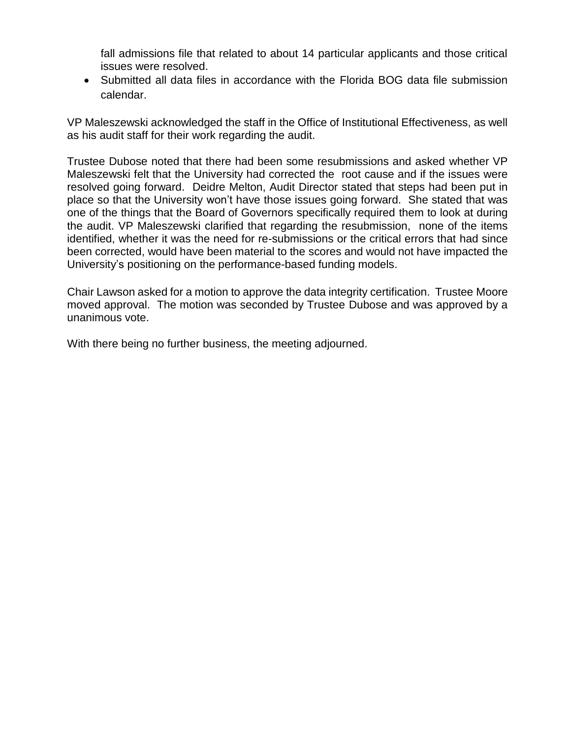fall admissions file that related to about 14 particular applicants and those critical issues were resolved.

- Submitted all data files in accordance with the Florida BOG data file submission calendar.

VP Maleszewski acknowledged the staff in the Office of Institutional Effectiveness, as well as his audit staff for their work regarding the audit.

Trustee Dubose noted that there had been some resubmissions and asked whether VP Maleszewski felt that the University had corrected the root cause and if the issues were resolved going forward. Deidre Melton, Audit Director stated that steps had been put in place so that the University won't have those issues going forward. She stated that was one of the things that the Board of Governors specifically required them to look at during the audit. VP Maleszewski clarified that regarding the resubmission, none of the items identified, whether it was the need for re-submissions or the critical errors that had since been corrected, would have been material to the scores and would not have impacted the University's positioning on the performance-based funding models.

Chair Lawson asked for a motion to approve the data integrity certification. Trustee Moore moved approval. The motion was seconded by Trustee Dubose and was approved by a unanimous vote.

With there being no further business, the meeting adjourned.